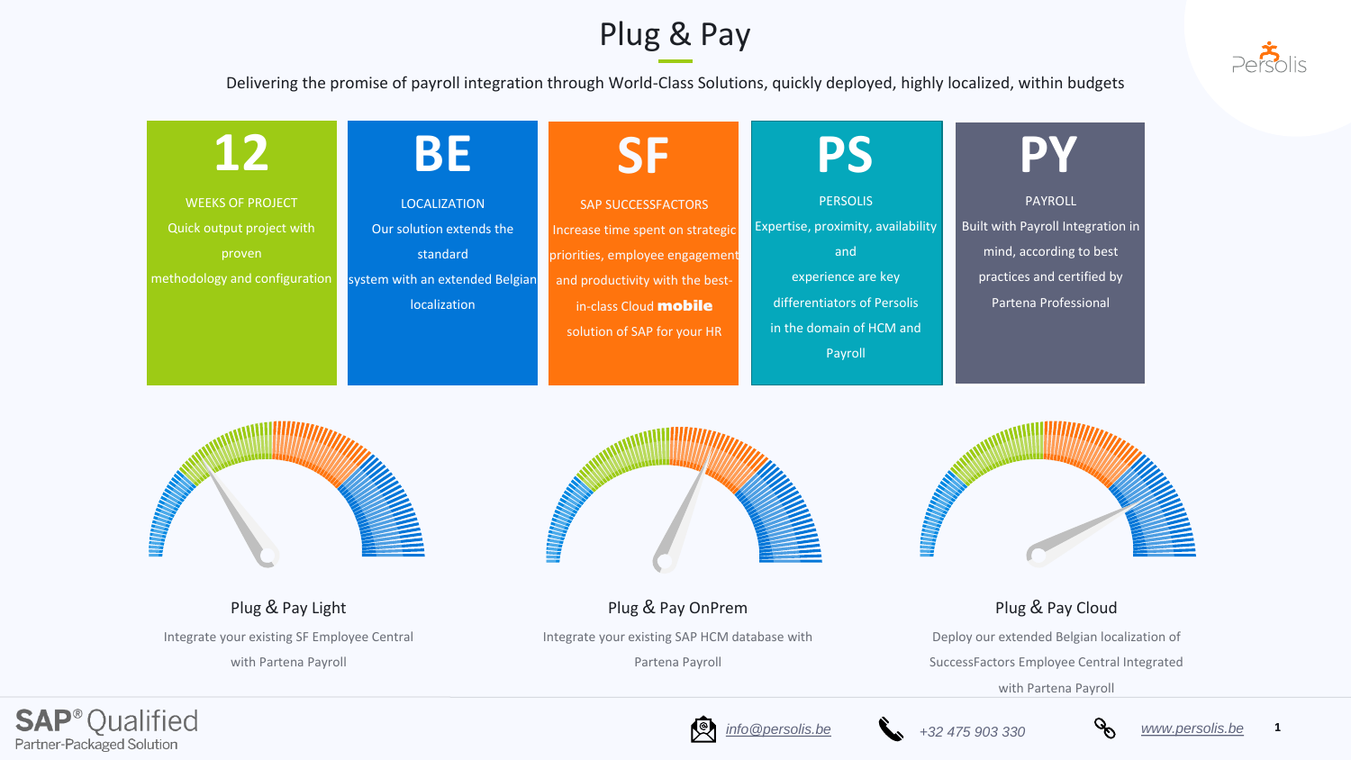# Plug & Pay

Delivering the promise of payroll integration through World-Class Solutions, quickly deployed, highly localized, within budgets

## 12

WEEKS OF PROJECT

Quick output project with proven methodology and configuration

## BE

LOCALIZATION

Our solution extends the standard system with an extended Belgian localization

## SF

SAP SUCCESSFACTORS

Increase time spent on strategic priorities, employee engagement and productivity with the best-in-class Cloud **mobile** solution of SAP for your HR

## PS

PERSOLIS

Expertise, proximity, availability and experience are key differentiators of Persolis in the domain of HCM and Payroll

## PY

PAYROLL

Built with Payroll Integration in mind, according to best practices and certified by Partena Professional

### Plug & Pay Light

Integrate your existing SF Employee Central with Partena Payroll

### Plug & Pay OnPrem

Integrate your existing SAP HCM database with Partena Payroll

### Plug & Pay Cloud

Deploy our extended Belgian localization of SuccessFactors Employee Central Integrated with Partena Payroll

SAP® Qualified Partner-Packaged Solution

info@persolis.be | +32 475 903 330 | www.persolis.be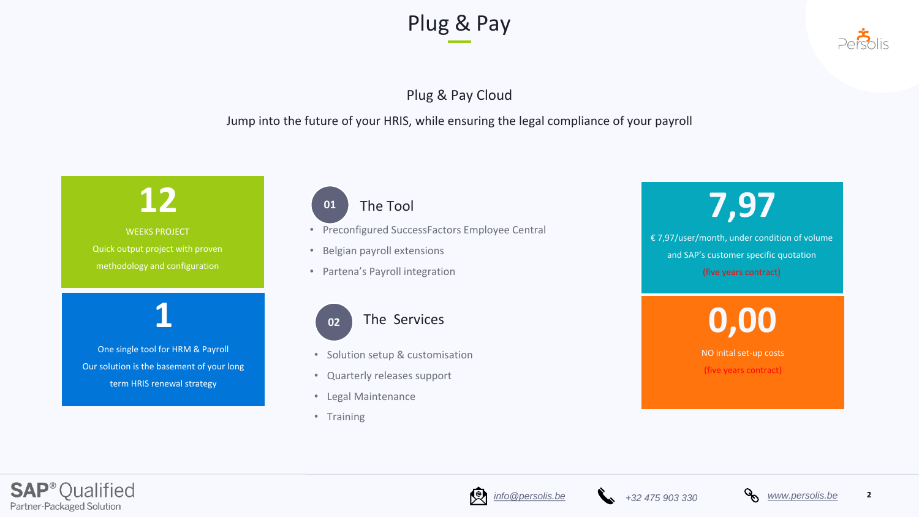# Plug & Pay

Persolis

## Plug & Pay Cloud

Jump into the future of your HRIS, while ensuring the legal compliance of your payroll

**12**

WEEKS PROJECT

Quick output project with proven methodology and configuration

**1**

One single tool for HRM & Payroll

Our solution is the basement of your long term HRIS renewal strategy

### 01 The Tool

- Preconfigured SuccessFactors Employee Central
- Belgian payroll extensions
- Partena's Payroll integration

### 02 The Services

- Solution setup & customisation
- Quarterly releases support
- Legal Maintenance
- Training

**7,97**

€ 7,97/user/month, under condition of volume and SAP's customer specific quotation

(five years contract)

**0,00**

NO inital set-up costs

(five years contract)

SAP® Qualified Partner-Packaged Solution

info@persolis.be

+32 475 903 330

www.persolis.be